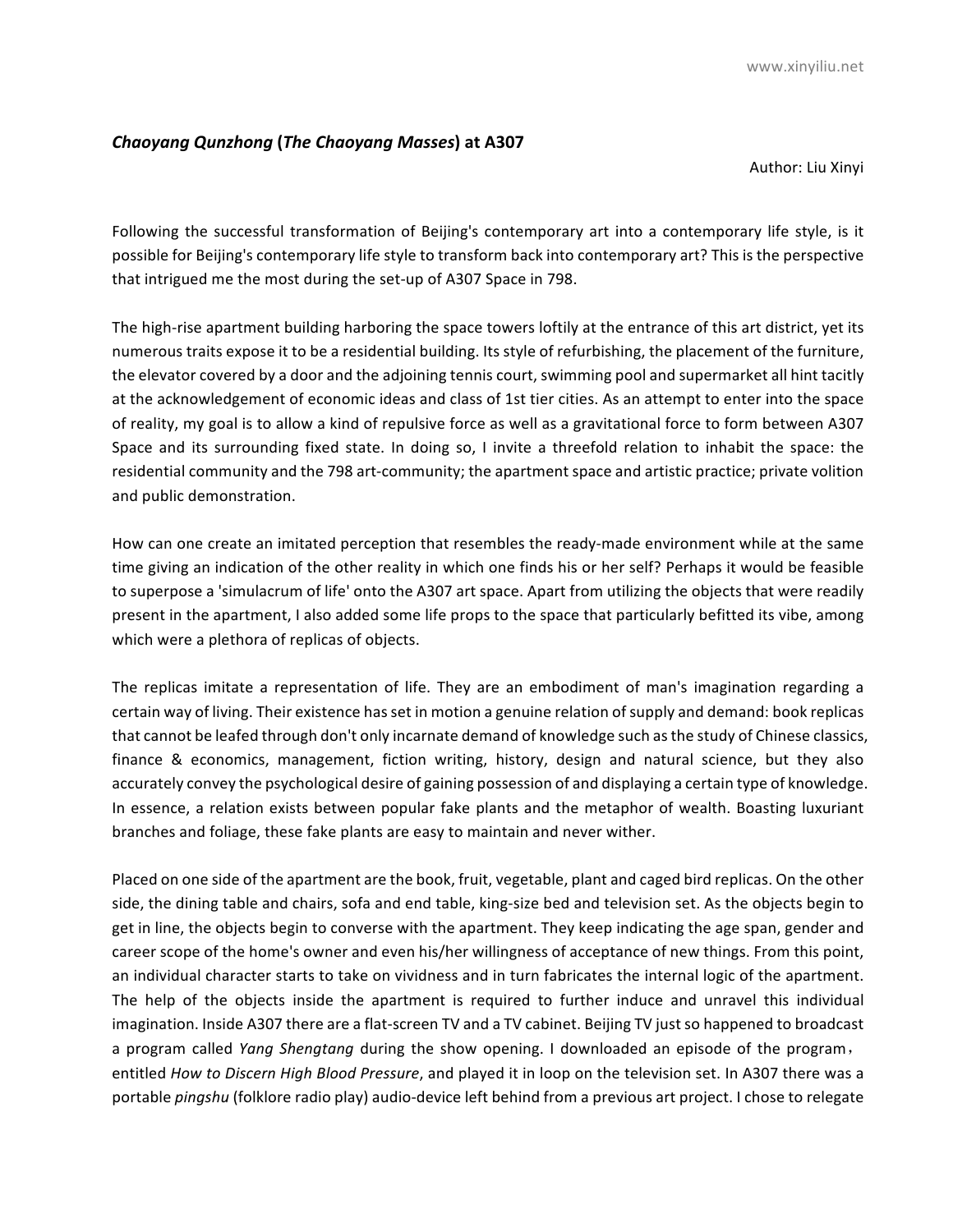### ***Chaoyang Qunzhong* (*The Chaoyang Masses*) at A307**

Author: Liu Xinyi

Following the successful transformation of Beijing's contemporary art into a contemporary life style, is it possible for Beijing's contemporary life style to transform back into contemporary art? This is the perspective that intrigued me the most during the set-up of A307 Space in 798.

The high-rise apartment building harboring the space towers loftily at the entrance of this art district, yet its numerous traits expose it to be a residential building. Its style of refurbishing, the placement of the furniture, the elevator covered by a door and the adjoining tennis court, swimming pool and supermarket all hint tacitly at the acknowledgement of economic ideas and class of 1st tier cities. As an attempt to enter into the space of reality, my goal is to allow a kind of repulsive force as well as a gravitational force to form between A307 Space and its surrounding fixed state. In doing so, I invite a threefold relation to inhabit the space: the residential community and the 798 art-community; the apartment space and artistic practice; private volition and public demonstration.

How can one create an imitated perception that resembles the ready-made environment while at the same time giving an indication of the other reality in which one finds his or her self? Perhaps it would be feasible to superpose a 'simulacrum of life' onto the A307 art space. Apart from utilizing the objects that were readily present in the apartment, I also added some life props to the space that particularly befitted its vibe, among which were a plethora of replicas of objects.

The replicas imitate a representation of life. They are an embodiment of man's imagination regarding a certain way of living. Their existence has set in motion a genuine relation of supply and demand: book replicas that cannot be leafed through don't only incarnate demand of knowledge such as the study of Chinese classics, finance & economics, management, fiction writing, history, design and natural science, but they also accurately convey the psychological desire of gaining possession of and displaying a certain type of knowledge. In essence, a relation exists between popular fake plants and the metaphor of wealth. Boasting luxuriant branches and foliage, these fake plants are easy to maintain and never wither.

Placed on one side of the apartment are the book, fruit, vegetable, plant and caged bird replicas. On the other side, the dining table and chairs, sofa and end table, king-size bed and television set. As the objects begin to get in line, the objects begin to converse with the apartment. They keep indicating the age span, gender and career scope of the home's owner and even his/her willingness of acceptance of new things. From this point, an individual character starts to take on vividness and in turn fabricates the internal logic of the apartment. The help of the objects inside the apartment is required to further induce and unravel this individual imagination. Inside A307 there are a flat-screen TV and a TV cabinet. Beijing TV just so happened to broadcast a program called *Yang Shengtang* during the show opening. I downloaded an episode of the program， entitled *How to Discern High Blood Pressure*, and played it in loop on the television set. In A307 there was a portable *pingshu* (folklore radio play) audio-device left behind from a previous art project. I chose to relegate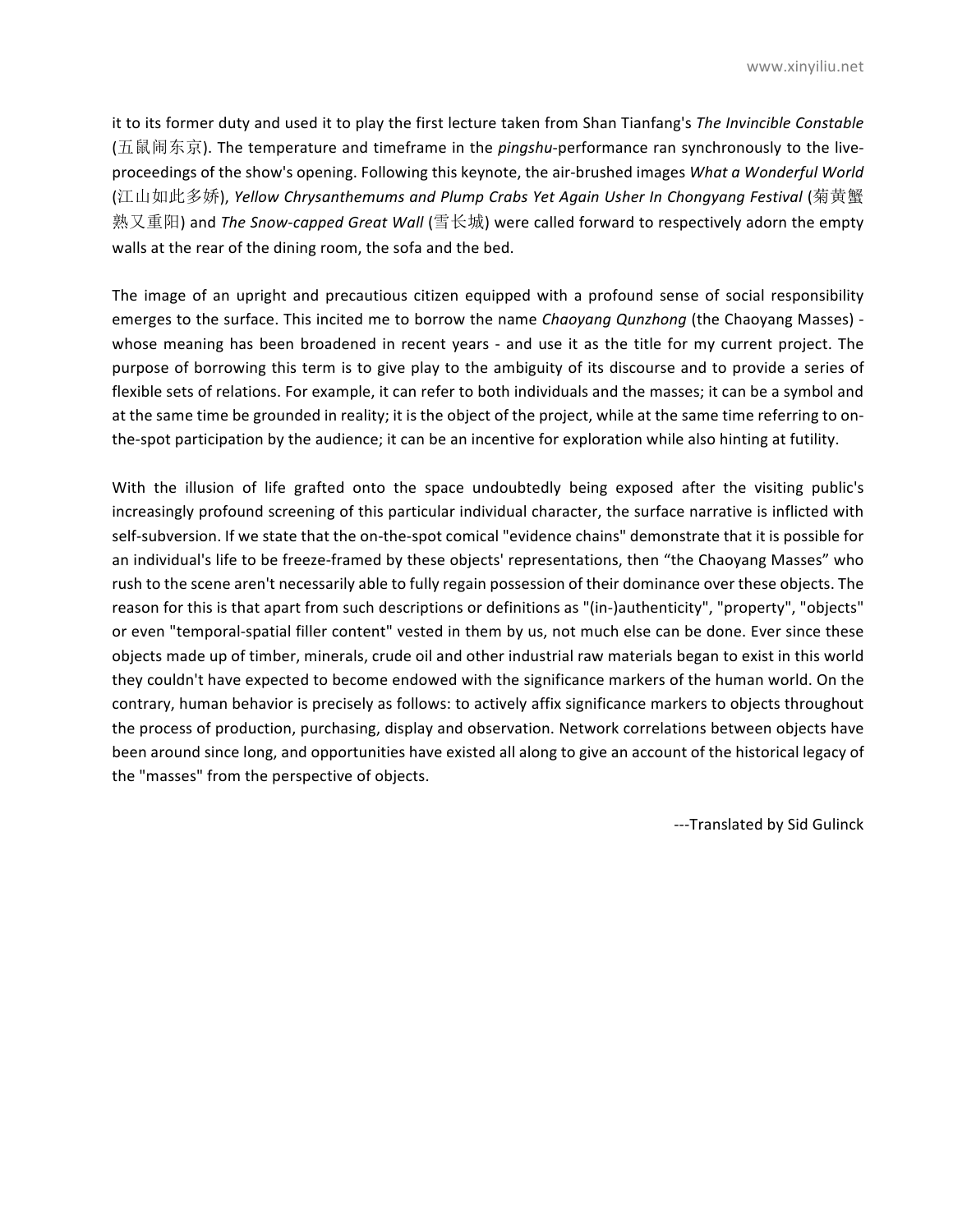it to its former duty and used it to play the first lecture taken from Shan Tianfang's *The Invincible Constable* (五鼠闹东京). The temperature and timeframe in the *pingshu*-performance ran synchronously to the live-proceedings of the show's opening. Following this keynote, the air-brushed images *What a Wonderful World* (江山如此多娇), *Yellow Chrysanthemums and Plump Crabs Yet Again Usher In Chongyang Festival* (菊黄蟹熟又重阳) and *The Snow-capped Great Wall* (雪长城) were called forward to respectively adorn the empty walls at the rear of the dining room, the sofa and the bed.

The image of an upright and precautious citizen equipped with a profound sense of social responsibility emerges to the surface. This incited me to borrow the name *Chaoyang Qunzhong* (the Chaoyang Masses) - whose meaning has been broadened in recent years - and use it as the title for my current project. The purpose of borrowing this term is to give play to the ambiguity of its discourse and to provide a series of flexible sets of relations. For example, it can refer to both individuals and the masses; it can be a symbol and at the same time be grounded in reality; it is the object of the project, while at the same time referring to on-the-spot participation by the audience; it can be an incentive for exploration while also hinting at futility.

With the illusion of life grafted onto the space undoubtedly being exposed after the visiting public's increasingly profound screening of this particular individual character, the surface narrative is inflicted with self-subversion. If we state that the on-the-spot comical "evidence chains" demonstrate that it is possible for an individual's life to be freeze-framed by these objects' representations, then "the Chaoyang Masses" who rush to the scene aren't necessarily able to fully regain possession of their dominance over these objects. The reason for this is that apart from such descriptions or definitions as "(in-)authenticity", "property", "objects" or even "temporal-spatial filler content" vested in them by us, not much else can be done. Ever since these objects made up of timber, minerals, crude oil and other industrial raw materials began to exist in this world they couldn't have expected to become endowed with the significance markers of the human world. On the contrary, human behavior is precisely as follows: to actively affix significance markers to objects throughout the process of production, purchasing, display and observation. Network correlations between objects have been around since long, and opportunities have existed all along to give an account of the historical legacy of the "masses" from the perspective of objects.

---Translated by Sid Gulinck